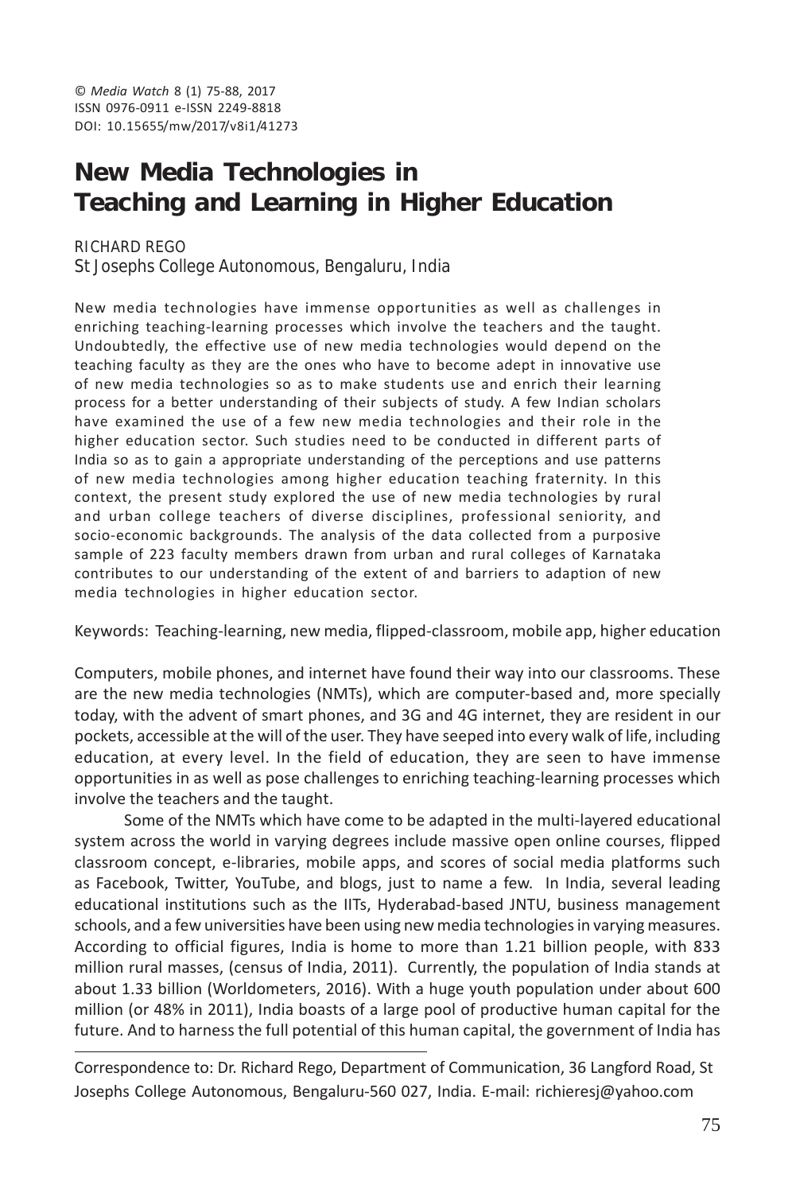© *Media Watch* 8 (1) 75-88, 2017
ISSN 0976-0911 e-ISSN 2249-8818
DOI: 10.15655/mw/2017/v8i1/41273

# New Media Technologies in Teaching and Learning in Higher Education

RICHARD REGO
St Josephs College Autonomous, Bengaluru, India

New media technologies have immense opportunities as well as challenges in enriching teaching-learning processes which involve the teachers and the taught. Undoubtedly, the effective use of new media technologies would depend on the teaching faculty as they are the ones who have to become adept in innovative use of new media technologies so as to make students use and enrich their learning process for a better understanding of their subjects of study. A few Indian scholars have examined the use of a few new media technologies and their role in the higher education sector. Such studies need to be conducted in different parts of India so as to gain a appropriate understanding of the perceptions and use patterns of new media technologies among higher education teaching fraternity. In this context, the present study explored the use of new media technologies by rural and urban college teachers of diverse disciplines, professional seniority, and socio-economic backgrounds. The analysis of the data collected from a purposive sample of 223 faculty members drawn from urban and rural colleges of Karnataka contributes to our understanding of the extent of and barriers to adaption of new media technologies in higher education sector.

Keywords: Teaching-learning, new media, flipped-classroom, mobile app, higher education

Computers, mobile phones, and internet have found their way into our classrooms. These are the new media technologies (NMTs), which are computer-based and, more specially today, with the advent of smart phones, and 3G and 4G internet, they are resident in our pockets, accessible at the will of the user. They have seeped into every walk of life, including education, at every level. In the field of education, they are seen to have immense opportunities in as well as pose challenges to enriching teaching-learning processes which involve the teachers and the taught.

Some of the NMTs which have come to be adapted in the multi-layered educational system across the world in varying degrees include massive open online courses, flipped classroom concept, e-libraries, mobile apps, and scores of social media platforms such as Facebook, Twitter, YouTube, and blogs, just to name a few. In India, several leading educational institutions such as the IITs, Hyderabad-based JNTU, business management schools, and a few universities have been using new media technologies in varying measures. According to official figures, India is home to more than 1.21 billion people, with 833 million rural masses, (census of India, 2011). Currently, the population of India stands at about 1.33 billion (Worldometers, 2016). With a huge youth population under about 600 million (or 48% in 2011), India boasts of a large pool of productive human capital for the future. And to harness the full potential of this human capital, the government of India has

Correspondence to: Dr. Richard Rego, Department of Communication, 36 Langford Road, St Josephs College Autonomous, Bengaluru-560 027, India. E-mail: richieresj@yahoo.com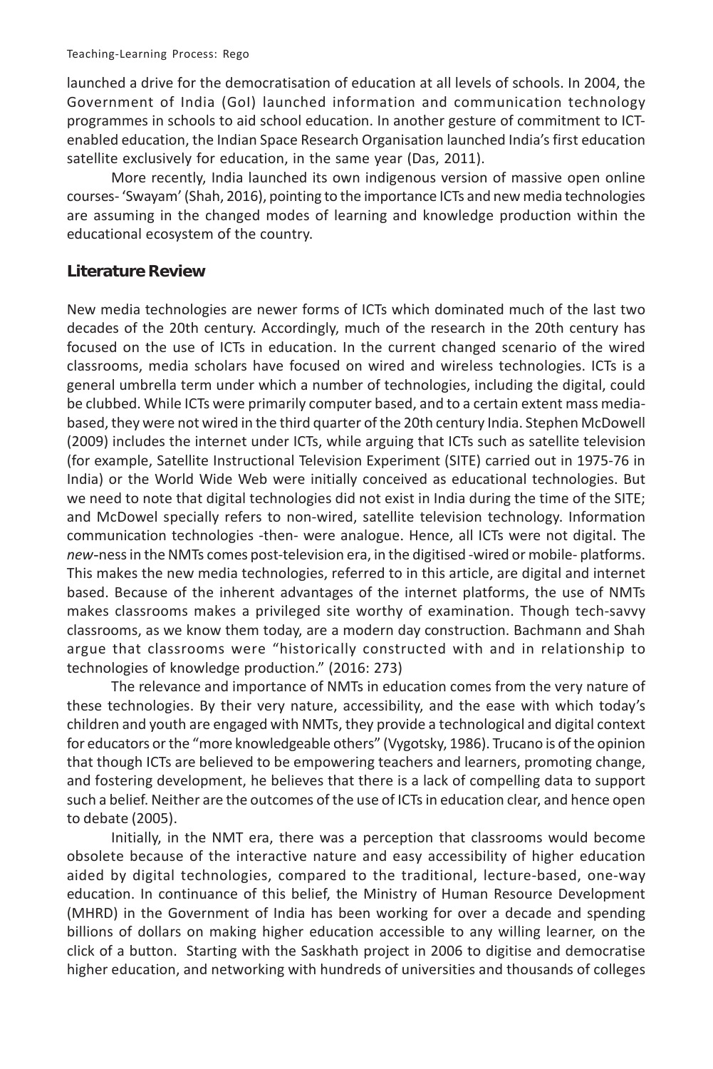launched a drive for the democratisation of education at all levels of schools. In 2004, the Government of India (GoI) launched information and communication technology programmes in schools to aid school education. In another gesture of commitment to ICT-enabled education, the Indian Space Research Organisation launched India's first education satellite exclusively for education, in the same year (Das, 2011).

More recently, India launched its own indigenous version of massive open online courses- 'Swayam' (Shah, 2016), pointing to the importance ICTs and new media technologies are assuming in the changed modes of learning and knowledge production within the educational ecosystem of the country.

## Literature Review

New media technologies are newer forms of ICTs which dominated much of the last two decades of the 20th century. Accordingly, much of the research in the 20th century has focused on the use of ICTs in education. In the current changed scenario of the wired classrooms, media scholars have focused on wired and wireless technologies. ICTs is a general umbrella term under which a number of technologies, including the digital, could be clubbed. While ICTs were primarily computer based, and to a certain extent mass media-based, they were not wired in the third quarter of the 20th century India. Stephen McDowell (2009) includes the internet under ICTs, while arguing that ICTs such as satellite television (for example, Satellite Instructional Television Experiment (SITE) carried out in 1975-76 in India) or the World Wide Web were initially conceived as educational technologies. But we need to note that digital technologies did not exist in India during the time of the SITE; and McDowel specially refers to non-wired, satellite television technology. Information communication technologies -then- were analogue. Hence, all ICTs were not digital. The *new*-ness in the NMTs comes post-television era, in the digitised -wired or mobile- platforms. This makes the new media technologies, referred to in this article, are digital and internet based. Because of the inherent advantages of the internet platforms, the use of NMTs makes classrooms makes a privileged site worthy of examination. Though tech-savvy classrooms, as we know them today, are a modern day construction. Bachmann and Shah argue that classrooms were "historically constructed with and in relationship to technologies of knowledge production." (2016: 273)

The relevance and importance of NMTs in education comes from the very nature of these technologies. By their very nature, accessibility, and the ease with which today's children and youth are engaged with NMTs, they provide a technological and digital context for educators or the "more knowledgeable others" (Vygotsky, 1986). Trucano is of the opinion that though ICTs are believed to be empowering teachers and learners, promoting change, and fostering development, he believes that there is a lack of compelling data to support such a belief. Neither are the outcomes of the use of ICTs in education clear, and hence open to debate (2005).

Initially, in the NMT era, there was a perception that classrooms would become obsolete because of the interactive nature and easy accessibility of higher education aided by digital technologies, compared to the traditional, lecture-based, one-way education. In continuance of this belief, the Ministry of Human Resource Development (MHRD) in the Government of India has been working for over a decade and spending billions of dollars on making higher education accessible to any willing learner, on the click of a button. Starting with the Saskhath project in 2006 to digitise and democratise higher education, and networking with hundreds of universities and thousands of colleges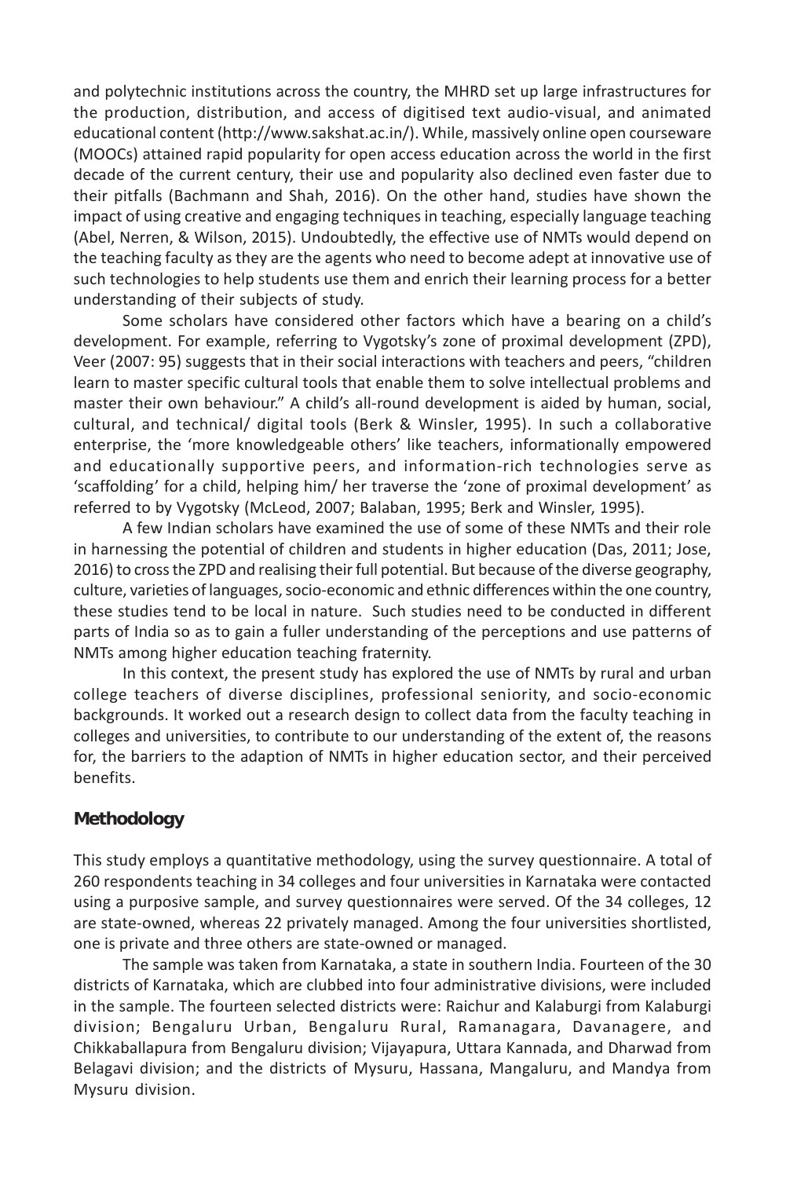and polytechnic institutions across the country, the MHRD set up large infrastructures for the production, distribution, and access of digitised text audio-visual, and animated educational content (http://www.sakshat.ac.in/). While, massively online open courseware (MOOCs) attained rapid popularity for open access education across the world in the first decade of the current century, their use and popularity also declined even faster due to their pitfalls (Bachmann and Shah, 2016). On the other hand, studies have shown the impact of using creative and engaging techniques in teaching, especially language teaching (Abel, Nerren, & Wilson, 2015). Undoubtedly, the effective use of NMTs would depend on the teaching faculty as they are the agents who need to become adept at innovative use of such technologies to help students use them and enrich their learning process for a better understanding of their subjects of study.

Some scholars have considered other factors which have a bearing on a child's development. For example, referring to Vygotsky's zone of proximal development (ZPD), Veer (2007: 95) suggests that in their social interactions with teachers and peers, "children learn to master specific cultural tools that enable them to solve intellectual problems and master their own behaviour." A child's all-round development is aided by human, social, cultural, and technical/ digital tools (Berk & Winsler, 1995). In such a collaborative enterprise, the 'more knowledgeable others' like teachers, informationally empowered and educationally supportive peers, and information-rich technologies serve as 'scaffolding' for a child, helping him/ her traverse the 'zone of proximal development' as referred to by Vygotsky (McLeod, 2007; Balaban, 1995; Berk and Winsler, 1995).

A few Indian scholars have examined the use of some of these NMTs and their role in harnessing the potential of children and students in higher education (Das, 2011; Jose, 2016) to cross the ZPD and realising their full potential. But because of the diverse geography, culture, varieties of languages, socio-economic and ethnic differences within the one country, these studies tend to be local in nature. Such studies need to be conducted in different parts of India so as to gain a fuller understanding of the perceptions and use patterns of NMTs among higher education teaching fraternity.

In this context, the present study has explored the use of NMTs by rural and urban college teachers of diverse disciplines, professional seniority, and socio-economic backgrounds. It worked out a research design to collect data from the faculty teaching in colleges and universities, to contribute to our understanding of the extent of, the reasons for, the barriers to the adaption of NMTs in higher education sector, and their perceived benefits.

## Methodology

This study employs a quantitative methodology, using the survey questionnaire. A total of 260 respondents teaching in 34 colleges and four universities in Karnataka were contacted using a purposive sample, and survey questionnaires were served. Of the 34 colleges, 12 are state-owned, whereas 22 privately managed. Among the four universities shortlisted, one is private and three others are state-owned or managed.

The sample was taken from Karnataka, a state in southern India. Fourteen of the 30 districts of Karnataka, which are clubbed into four administrative divisions, were included in the sample. The fourteen selected districts were: Raichur and Kalaburgi from Kalaburgi division; Bengaluru Urban, Bengaluru Rural, Ramanagara, Davanagere, and Chikkaballapura from Bengaluru division; Vijayapura, Uttara Kannada, and Dharwad from Belagavi division; and the districts of Mysuru, Hassana, Mangaluru, and Mandya from Mysuru division.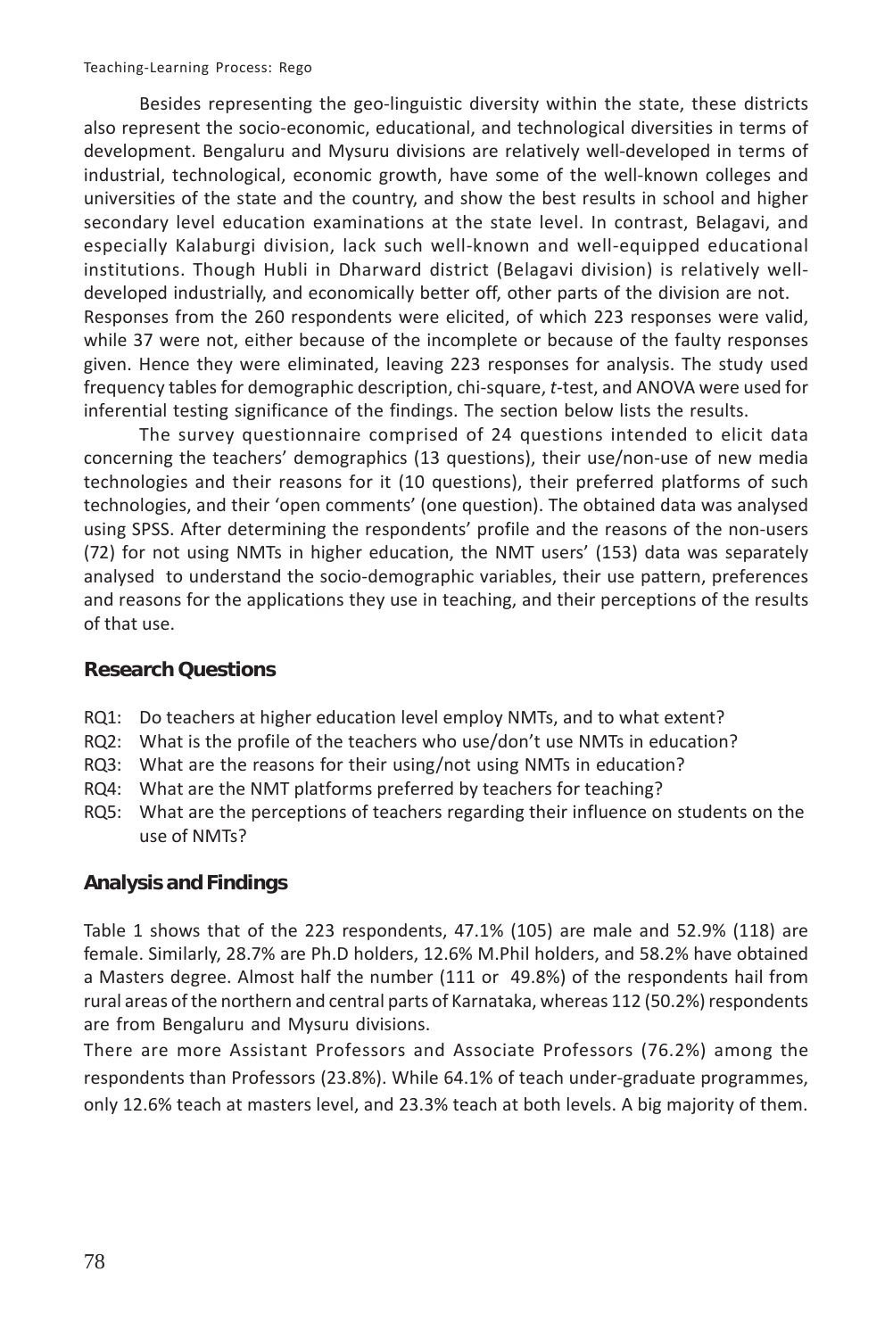Besides representing the geo-linguistic diversity within the state, these districts also represent the socio-economic, educational, and technological diversities in terms of development. Bengaluru and Mysuru divisions are relatively well-developed in terms of industrial, technological, economic growth, have some of the well-known colleges and universities of the state and the country, and show the best results in school and higher secondary level education examinations at the state level. In contrast, Belagavi, and especially Kalaburgi division, lack such well-known and well-equipped educational institutions. Though Hubli in Dharward district (Belagavi division) is relatively well-developed industrially, and economically better off, other parts of the division are not. Responses from the 260 respondents were elicited, of which 223 responses were valid, while 37 were not, either because of the incomplete or because of the faulty responses given. Hence they were eliminated, leaving 223 responses for analysis. The study used frequency tables for demographic description, chi-square, *t*-test, and ANOVA were used for inferential testing significance of the findings. The section below lists the results.

The survey questionnaire comprised of 24 questions intended to elicit data concerning the teachers' demographics (13 questions), their use/non-use of new media technologies and their reasons for it (10 questions), their preferred platforms of such technologies, and their 'open comments' (one question). The obtained data was analysed using SPSS. After determining the respondents' profile and the reasons of the non-users (72) for not using NMTs in higher education, the NMT users' (153) data was separately analysed to understand the socio-demographic variables, their use pattern, preferences and reasons for the applications they use in teaching, and their perceptions of the results of that use.

## Research Questions

- RQ1: Do teachers at higher education level employ NMTs, and to what extent?
- RQ2: What is the profile of the teachers who use/don't use NMTs in education?
- RQ3: What are the reasons for their using/not using NMTs in education?
- RQ4: What are the NMT platforms preferred by teachers for teaching?
- RQ5: What are the perceptions of teachers regarding their influence on students on the use of NMTs?

## Analysis and Findings

Table 1 shows that of the 223 respondents, 47.1% (105) are male and 52.9% (118) are female. Similarly, 28.7% are Ph.D holders, 12.6% M.Phil holders, and 58.2% have obtained a Masters degree. Almost half the number (111 or 49.8%) of the respondents hail from rural areas of the northern and central parts of Karnataka, whereas 112 (50.2%) respondents are from Bengaluru and Mysuru divisions.

There are more Assistant Professors and Associate Professors (76.2%) among the respondents than Professors (23.8%). While 64.1% of teach under-graduate programmes, only 12.6% teach at masters level, and 23.3% teach at both levels. A big majority of them.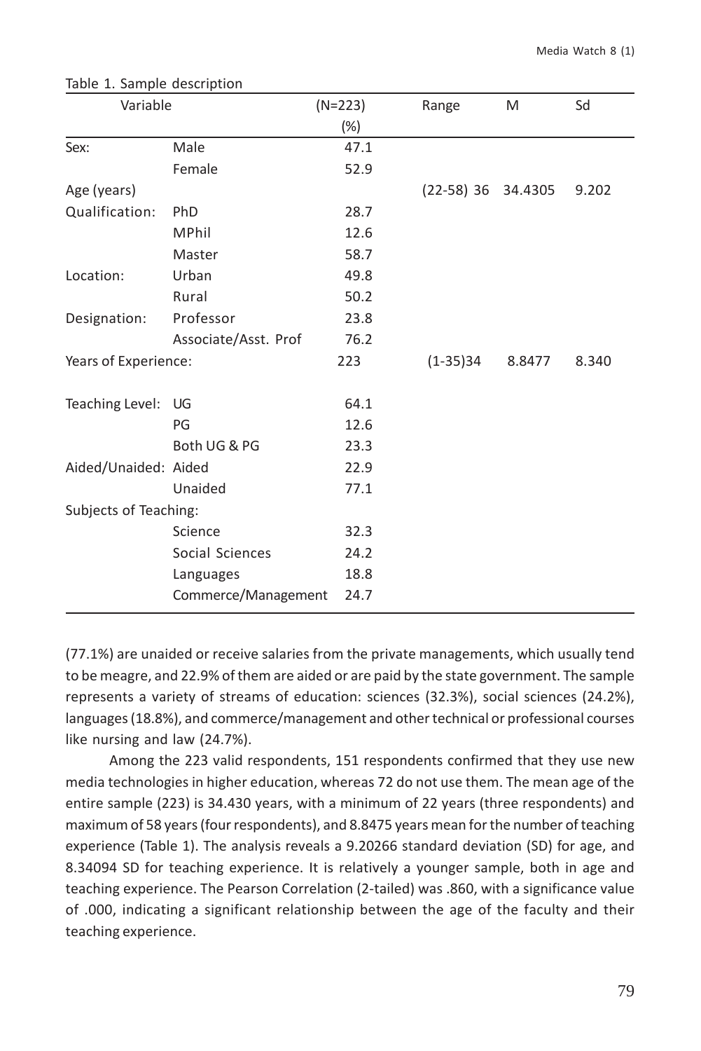Table 1. Sample description

| Variable | | (N=223) (%) | Range | M | Sd |
|---|---|---|---|---|---|
| Sex: | Male | 47.1 | | | |
| | Female | 52.9 | | | |
| Age (years) | | | (22-58) 36 | 34.4305 | 9.202 |
| Qualification: | PhD | 28.7 | | | |
| | MPhil | 12.6 | | | |
| | Master | 58.7 | | | |
| Location: | Urban | 49.8 | | | |
| | Rural | 50.2 | | | |
| Designation: | Professor | 23.8 | | | |
| | Associate/Asst. Prof | 76.2 | | | |
| Years of Experience: | | 223 | (1-35)34 | 8.8477 | 8.340 |
| Teaching Level: | UG | 64.1 | | | |
| | PG | 12.6 | | | |
| | Both UG & PG | 23.3 | | | |
| Aided/Unaided: | Aided | 22.9 | | | |
| | Unaided | 77.1 | | | |
| Subjects of Teaching: | | | | | |
| | Science | 32.3 | | | |
| | Social Sciences | 24.2 | | | |
| | Languages | 18.8 | | | |
| | Commerce/Management | 24.7 | | | |

(77.1%) are unaided or receive salaries from the private managements, which usually tend to be meagre, and 22.9% of them are aided or are paid by the state government. The sample represents a variety of streams of education: sciences (32.3%), social sciences (24.2%), languages (18.8%), and commerce/management and other technical or professional courses like nursing and law (24.7%).

Among the 223 valid respondents, 151 respondents confirmed that they use new media technologies in higher education, whereas 72 do not use them. The mean age of the entire sample (223) is 34.430 years, with a minimum of 22 years (three respondents) and maximum of 58 years (four respondents), and 8.8475 years mean for the number of teaching experience (Table 1). The analysis reveals a 9.20266 standard deviation (SD) for age, and 8.34094 SD for teaching experience. It is relatively a younger sample, both in age and teaching experience. The Pearson Correlation (2-tailed) was .860, with a significance value of .000, indicating a significant relationship between the age of the faculty and their teaching experience.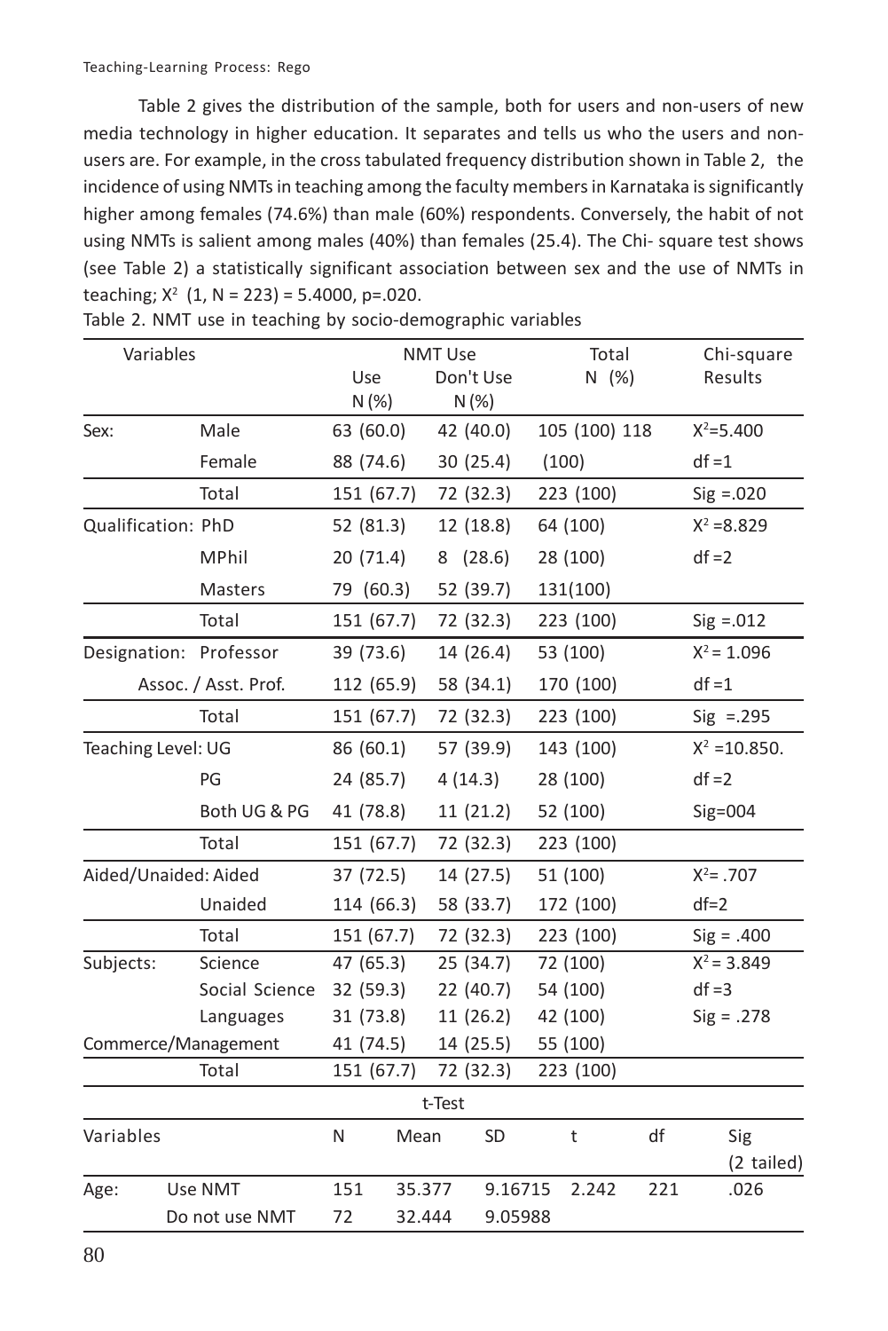Table 2 gives the distribution of the sample, both for users and non-users of new media technology in higher education. It separates and tells us who the users and non-users are. For example, in the cross tabulated frequency distribution shown in Table 2, the incidence of using NMTs in teaching among the faculty members in Karnataka is significantly higher among females (74.6%) than male (60%) respondents. Conversely, the habit of not using NMTs is salient among males (40%) than females (25.4). The Chi- square test shows (see Table 2) a statistically significant association between sex and the use of NMTs in teaching; $X^2$ (1, N = 223) = 5.4000, p=.020.

Table 2. NMT use in teaching by socio-demographic variables

| Variables | | NMT Use | | Total | Chi-square |
|---|---|---|---|---|---|
| | | Use N (%) | Don't Use N (%) | N (%) | Results |
| Sex: | Male | 63 (60.0) | 42 (40.0) | 105 (100) 118 | $X^2$=5.400 |
| | Female | 88 (74.6) | 30 (25.4) | (100) | df =1 |
| | Total | 151 (67.7) | 72 (32.3) | 223 (100) | Sig =.020 |
| Qualification: | PhD | 52 (81.3) | 12 (18.8) | 64 (100) | $X^2$ =8.829 |
| | MPhil | 20 (71.4) | 8 (28.6) | 28 (100) | df =2 |
| | Masters | 79 (60.3) | 52 (39.7) | 131(100) | |
| | Total | 151 (67.7) | 72 (32.3) | 223 (100) | Sig =.012 |
| Designation: | Professor | 39 (73.6) | 14 (26.4) | 53 (100) | $X^2$ = 1.096 |
| | Assoc. / Asst. Prof. | 112 (65.9) | 58 (34.1) | 170 (100) | df =1 |
| | Total | 151 (67.7) | 72 (32.3) | 223 (100) | Sig =.295 |
| Teaching Level: | UG | 86 (60.1) | 57 (39.9) | 143 (100) | $X^2$ =10.850. |
| | PG | 24 (85.7) | 4 (14.3) | 28 (100) | df =2 |
| | Both UG & PG | 41 (78.8) | 11 (21.2) | 52 (100) | Sig=004 |
| | Total | 151 (67.7) | 72 (32.3) | 223 (100) | |
| Aided/Unaided: | Aided | 37 (72.5) | 14 (27.5) | 51 (100) | $X^2$= .707 |
| | Unaided | 114 (66.3) | 58 (33.7) | 172 (100) | df=2 |
| | Total | 151 (67.7) | 72 (32.3) | 223 (100) | Sig = .400 |
| Subjects: | Science | 47 (65.3) | 25 (34.7) | 72 (100) | $X^2$ = 3.849 |
| | Social Science | 32 (59.3) | 22 (40.7) | 54 (100) | df =3 |
| | Languages | 31 (73.8) | 11 (26.2) | 42 (100) | Sig = .278 |
| Commerce/Management | | 41 (74.5) | 14 (25.5) | 55 (100) | |
| | Total | 151 (67.7) | 72 (32.3) | 223 (100) | |

t-Test

| Variables | | N | Mean | SD | t | df | Sig (2 tailed) |
|---|---|---|---|---|---|---|---|
| Age: | Use NMT | 151 | 35.377 | 9.16715 | 2.242 | 221 | .026 |
| | Do not use NMT | 72 | 32.444 | 9.05988 | | | |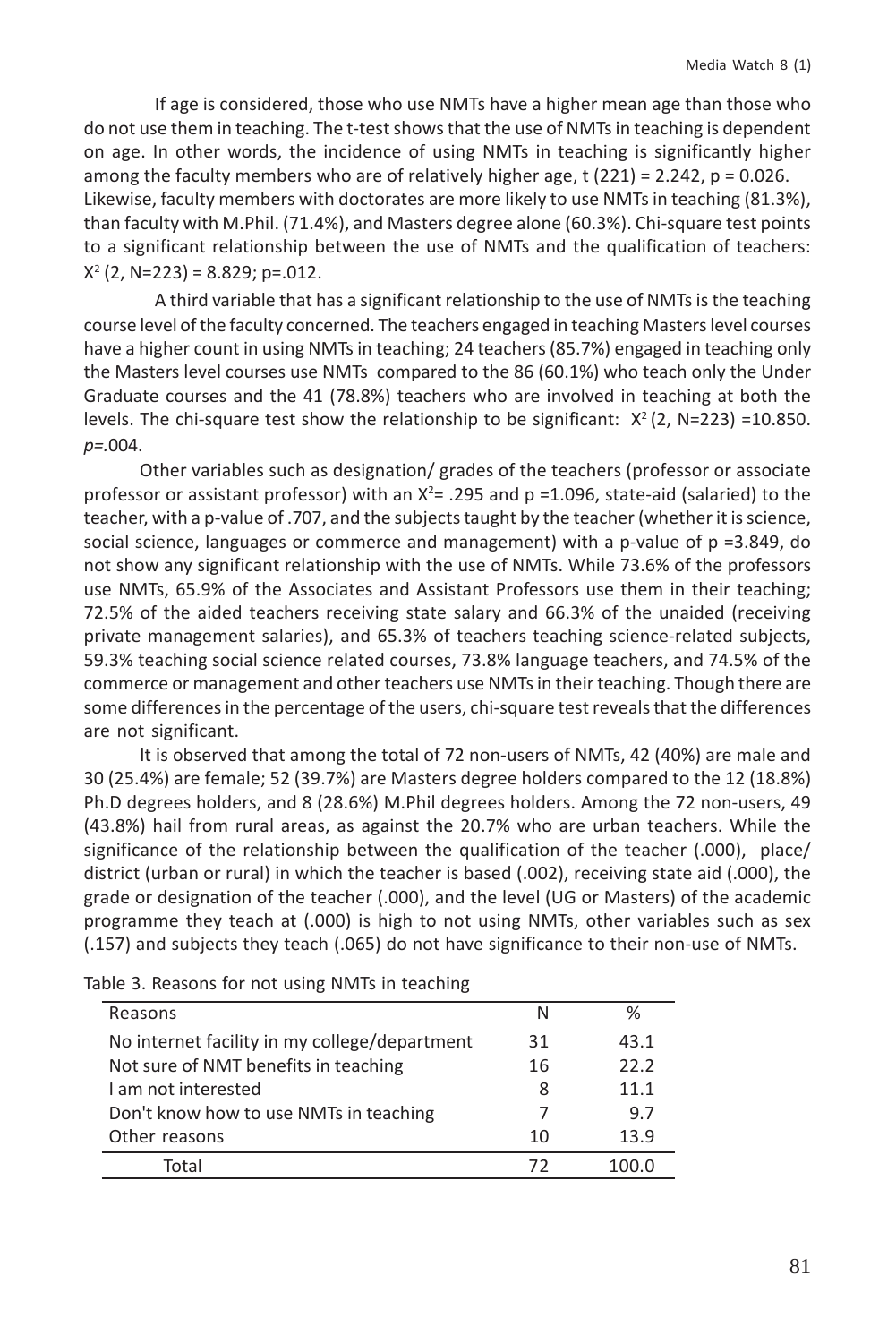If age is considered, those who use NMTs have a higher mean age than those who do not use them in teaching. The t-test shows that the use of NMTs in teaching is dependent on age. In other words, the incidence of using NMTs in teaching is significantly higher among the faculty members who are of relatively higher age, $t(221) = 2.242$, $p = 0.026$. Likewise, faculty members with doctorates are more likely to use NMTs in teaching (81.3%), than faculty with M.Phil. (71.4%), and Masters degree alone (60.3%). Chi-square test points to a significant relationship between the use of NMTs and the qualification of teachers: $X^2$ (2, N=223) = 8.829; p=.012.

A third variable that has a significant relationship to the use of NMTs is the teaching course level of the faculty concerned. The teachers engaged in teaching Masters level courses have a higher count in using NMTs in teaching; 24 teachers (85.7%) engaged in teaching only the Masters level courses use NMTs compared to the 86 (60.1%) who teach only the Under Graduate courses and the 41 (78.8%) teachers who are involved in teaching at both the levels. The chi-square test show the relationship to be significant: $X^2$ (2, N=223) =10.850. *p*=.004.

Other variables such as designation/ grades of the teachers (professor or associate professor or assistant professor) with an $X^2$= .295 and p =1.096, state-aid (salaried) to the teacher, with a p-value of .707, and the subjects taught by the teacher (whether it is science, social science, languages or commerce and management) with a p-value of p =3.849, do not show any significant relationship with the use of NMTs. While 73.6% of the professors use NMTs, 65.9% of the Associates and Assistant Professors use them in their teaching; 72.5% of the aided teachers receiving state salary and 66.3% of the unaided (receiving private management salaries), and 65.3% of teachers teaching science-related subjects, 59.3% teaching social science related courses, 73.8% language teachers, and 74.5% of the commerce or management and other teachers use NMTs in their teaching. Though there are some differences in the percentage of the users, chi-square test reveals that the differences are not significant.

It is observed that among the total of 72 non-users of NMTs, 42 (40%) are male and 30 (25.4%) are female; 52 (39.7%) are Masters degree holders compared to the 12 (18.8%) Ph.D degrees holders, and 8 (28.6%) M.Phil degrees holders. Among the 72 non-users, 49 (43.8%) hail from rural areas, as against the 20.7% who are urban teachers. While the significance of the relationship between the qualification of the teacher (.000), place/ district (urban or rural) in which the teacher is based (.002), receiving state aid (.000), the grade or designation of the teacher (.000), and the level (UG or Masters) of the academic programme they teach at (.000) is high to not using NMTs, other variables such as sex (.157) and subjects they teach (.065) do not have significance to their non-use of NMTs.

Table 3. Reasons for not using NMTs in teaching

| Reasons | N | % |
|---|---|---|
| No internet facility in my college/department | 31 | 43.1 |
| Not sure of NMT benefits in teaching | 16 | 22.2 |
| I am not interested | 8 | 11.1 |
| Don't know how to use NMTs in teaching | 7 | 9.7 |
| Other reasons | 10 | 13.9 |
| Total | 72 | 100.0 |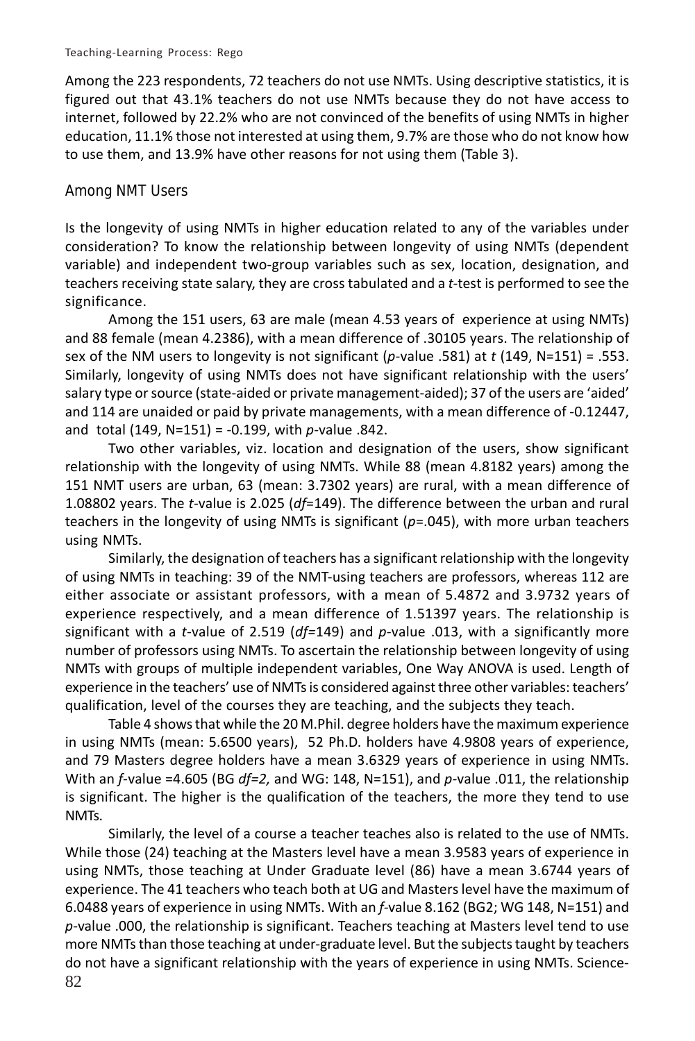Among the 223 respondents, 72 teachers do not use NMTs. Using descriptive statistics, it is figured out that 43.1% teachers do not use NMTs because they do not have access to internet, followed by 22.2% who are not convinced of the benefits of using NMTs in higher education, 11.1% those not interested at using them, 9.7% are those who do not know how to use them, and 13.9% have other reasons for not using them (Table 3).

## Among NMT Users

Is the longevity of using NMTs in higher education related to any of the variables under consideration? To know the relationship between longevity of using NMTs (dependent variable) and independent two-group variables such as sex, location, designation, and teachers receiving state salary, they are cross tabulated and a *t*-test is performed to see the significance.

Among the 151 users, 63 are male (mean 4.53 years of experience at using NMTs) and 88 female (mean 4.2386), with a mean difference of .30105 years. The relationship of sex of the NM users to longevity is not significant (*p*-value .581) at *t* (149, N=151) = .553. Similarly, longevity of using NMTs does not have significant relationship with the users' salary type or source (state-aided or private management-aided); 37 of the users are 'aided' and 114 are unaided or paid by private managements, with a mean difference of -0.12447, and total (149, N=151) = -0.199, with *p*-value .842.

Two other variables, viz. location and designation of the users, show significant relationship with the longevity of using NMTs. While 88 (mean 4.8182 years) among the 151 NMT users are urban, 63 (mean: 3.7302 years) are rural, with a mean difference of 1.08802 years. The *t*-value is 2.025 (*df*=149). The difference between the urban and rural teachers in the longevity of using NMTs is significant (*p*=.045), with more urban teachers using NMTs.

Similarly, the designation of teachers has a significant relationship with the longevity of using NMTs in teaching: 39 of the NMT-using teachers are professors, whereas 112 are either associate or assistant professors, with a mean of 5.4872 and 3.9732 years of experience respectively, and a mean difference of 1.51397 years. The relationship is significant with a *t*-value of 2.519 (*df*=149) and *p*-value .013, with a significantly more number of professors using NMTs. To ascertain the relationship between longevity of using NMTs with groups of multiple independent variables, One Way ANOVA is used. Length of experience in the teachers' use of NMTs is considered against three other variables: teachers' qualification, level of the courses they are teaching, and the subjects they teach.

Table 4 shows that while the 20 M.Phil. degree holders have the maximum experience in using NMTs (mean: 5.6500 years), 52 Ph.D. holders have 4.9808 years of experience, and 79 Masters degree holders have a mean 3.6329 years of experience in using NMTs. With an *f*-value =4.605 (BG *df=2,* and WG: 148, N=151), and *p*-value .011, the relationship is significant. The higher is the qualification of the teachers, the more they tend to use NMTs.

Similarly, the level of a course a teacher teaches also is related to the use of NMTs. While those (24) teaching at the Masters level have a mean 3.9583 years of experience in using NMTs, those teaching at Under Graduate level (86) have a mean 3.6744 years of experience. The 41 teachers who teach both at UG and Masters level have the maximum of 6.0488 years of experience in using NMTs. With an *f*-value 8.162 (BG2; WG 148, N=151) and *p*-value .000, the relationship is significant. Teachers teaching at Masters level tend to use more NMTs than those teaching at under-graduate level. But the subjects taught by teachers do not have a significant relationship with the years of experience in using NMTs. Science-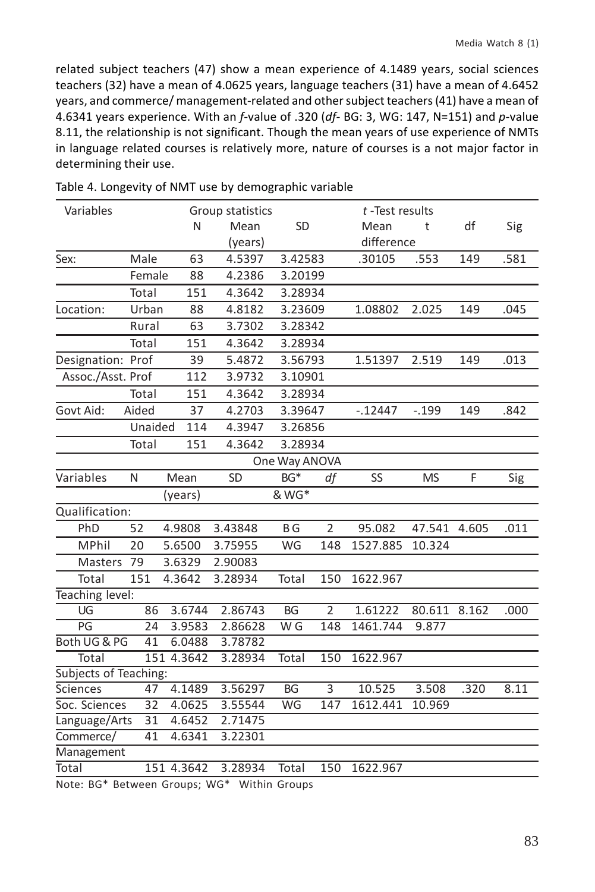related subject teachers (47) show a mean experience of 4.1489 years, social sciences teachers (32) have a mean of 4.0625 years, language teachers (31) have a mean of 4.6452 years, and commerce/ management-related and other subject teachers (41) have a mean of 4.6341 years experience. With an *f*-value of .320 (*df*- BG: 3, WG: 147, N=151) and *p*-value 8.11, the relationship is not significant. Though the mean years of use experience of NMTs in language related courses is relatively more, nature of courses is a not major factor in determining their use.

Table 4. Longevity of NMT use by demographic variable

| Variables | | Group statistics | | | *t* -Test results | | | |
|---|---|---|---|---|---|---|---|---|
| | | N | Mean (years) | SD | Mean difference | t | df | Sig |
| Sex: | Male | 63 | 4.5397 | 3.42583 | .30105 | .553 | 149 | .581 |
| | Female | 88 | 4.2386 | 3.20199 | | | | |
| | Total | 151 | 4.3642 | 3.28934 | | | | |
| Location: | Urban | 88 | 4.8182 | 3.23609 | 1.08802 | 2.025 | 149 | .045 |
| | Rural | 63 | 3.7302 | 3.28342 | | | | |
| | Total | 151 | 4.3642 | 3.28934 | | | | |
| Designation: | Prof | 39 | 5.4872 | 3.56793 | 1.51397 | 2.519 | 149 | .013 |
| | Assoc./Asst. Prof | 112 | 3.9732 | 3.10901 | | | | |
| | Total | 151 | 4.3642 | 3.28934 | | | | |
| Govt Aid: | Aided | 37 | 4.2703 | 3.39647 | -.12447 | -.199 | 149 | .842 |
| | Unaided | 114 | 4.3947 | 3.26856 | | | | |
| | Total | 151 | 4.3642 | 3.28934 | | | | |

One Way ANOVA

| Variables | N | Mean (years) | SD | BG* & WG* | *df* | SS | MS | F | Sig |
|---|---|---|---|---|---|---|---|---|---|
| Qualification: | | | | | | | | | |
| PhD | 52 | 4.9808 | 3.43848 | BG | 2 | 95.082 | 47.541 | 4.605 | .011 |
| MPhil | 20 | 5.6500 | 3.75955 | WG | 148 | 1527.885 | 10.324 | | |
| Masters | 79 | 3.6329 | 2.90083 | | | | | | |
| Total | 151 | 4.3642 | 3.28934 | Total | 150 | 1622.967 | | | |
| Teaching level: | | | | | | | | | |
| UG | 86 | 3.6744 | 2.86743 | BG | 2 | 1.61222 | 80.611 | 8.162 | .000 |
| PG | 24 | 3.9583 | 2.86628 | WG | 148 | 1461.744 | 9.877 | | |
| Both UG & PG | 41 | 6.0488 | 3.78782 | | | | | | |
| Total | 151 | 4.3642 | 3.28934 | Total | 150 | 1622.967 | | | |
| Subjects of Teaching: | | | | | | | | | |
| Sciences | 47 | 4.1489 | 3.56297 | BG | 3 | 10.525 | 3.508 | .320 | 8.11 |
| Soc. Sciences | 32 | 4.0625 | 3.55544 | WG | 147 | 1612.441 | 10.969 | | |
| Language/Arts | 31 | 4.6452 | 2.71475 | | | | | | |
| Commerce/ Management | 41 | 4.6341 | 3.22301 | | | | | | |
| Total | 151 | 4.3642 | 3.28934 | Total | 150 | 1622.967 | | | |

Note: BG* Between Groups; WG* Within Groups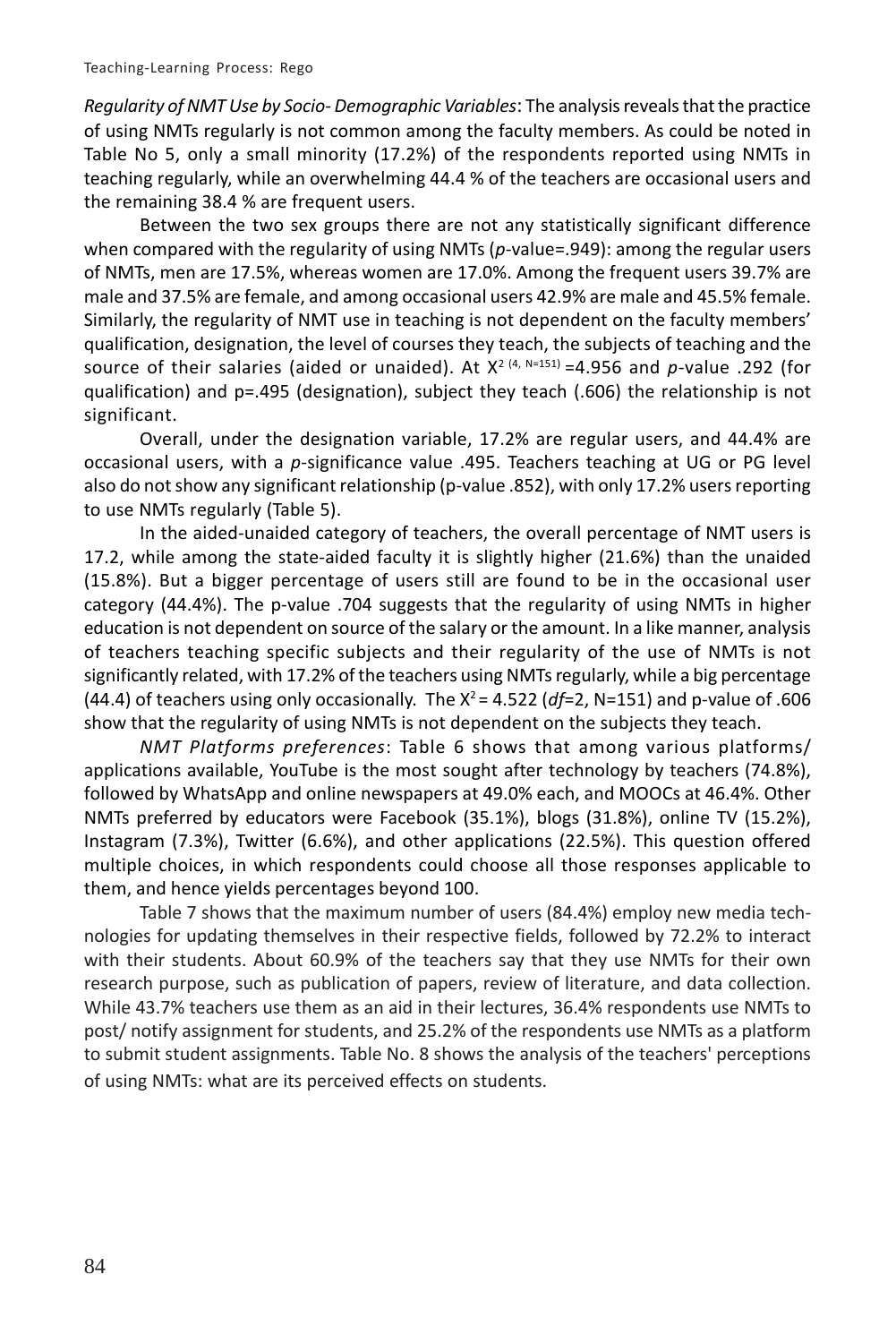*Regularity of NMT Use by Socio- Demographic Variables*: The analysis reveals that the practice of using NMTs regularly is not common among the faculty members. As could be noted in Table No 5, only a small minority (17.2%) of the respondents reported using NMTs in teaching regularly, while an overwhelming 44.4 % of the teachers are occasional users and the remaining 38.4 % are frequent users.

Between the two sex groups there are not any statistically significant difference when compared with the regularity of using NMTs (*p*-value=.949): among the regular users of NMTs, men are 17.5%, whereas women are 17.0%. Among the frequent users 39.7% are male and 37.5% are female, and among occasional users 42.9% are male and 45.5% female. Similarly, the regularity of NMT use in teaching is not dependent on the faculty members' qualification, designation, the level of courses they teach, the subjects of teaching and the source of their salaries (aided or unaided). At $X^{2\ (4,\ N=151)}$ =4.956 and *p*-value .292 (for qualification) and p=.495 (designation), subject they teach (.606) the relationship is not significant.

Overall, under the designation variable, 17.2% are regular users, and 44.4% are occasional users, with a *p*-significance value .495. Teachers teaching at UG or PG level also do not show any significant relationship (p-value .852), with only 17.2% users reporting to use NMTs regularly (Table 5).

In the aided-unaided category of teachers, the overall percentage of NMT users is 17.2, while among the state-aided faculty it is slightly higher (21.6%) than the unaided (15.8%). But a bigger percentage of users still are found to be in the occasional user category (44.4%). The p-value .704 suggests that the regularity of using NMTs in higher education is not dependent on source of the salary or the amount. In a like manner, analysis of teachers teaching specific subjects and their regularity of the use of NMTs is not significantly related, with 17.2% of the teachers using NMTs regularly, while a big percentage (44.4) of teachers using only occasionally. The $X^2$ = 4.522 (*df*=2, N=151) and p-value of .606 show that the regularity of using NMTs is not dependent on the subjects they teach.

*NMT Platforms preferences*: Table 6 shows that among various platforms/ applications available, YouTube is the most sought after technology by teachers (74.8%), followed by WhatsApp and online newspapers at 49.0% each, and MOOCs at 46.4%. Other NMTs preferred by educators were Facebook (35.1%), blogs (31.8%), online TV (15.2%), Instagram (7.3%), Twitter (6.6%), and other applications (22.5%). This question offered multiple choices, in which respondents could choose all those responses applicable to them, and hence yields percentages beyond 100.

Table 7 shows that the maximum number of users (84.4%) employ new media technologies for updating themselves in their respective fields, followed by 72.2% to interact with their students. About 60.9% of the teachers say that they use NMTs for their own research purpose, such as publication of papers, review of literature, and data collection. While 43.7% teachers use them as an aid in their lectures, 36.4% respondents use NMTs to post/ notify assignment for students, and 25.2% of the respondents use NMTs as a platform to submit student assignments. Table No. 8 shows the analysis of the teachers' perceptions of using NMTs: what are its perceived effects on students.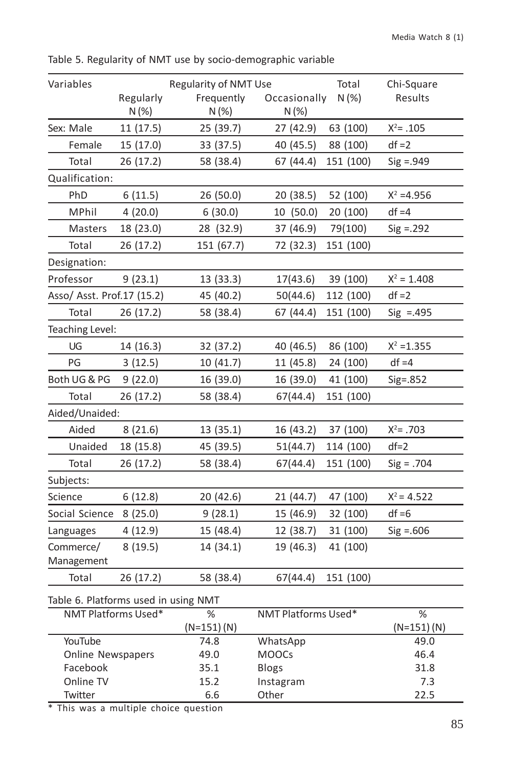Table 5. Regularity of NMT use by socio-demographic variable

| Variables | Regularity of NMT Use | | | Total | Chi-Square |
|---|---|---|---|---|---|
| | Regularly N (%) | Frequently N (%) | Occasionally N (%) | N (%) | Results |
| Sex: Male | 11 (17.5) | 25 (39.7) | 27 (42.9) | 63 (100) | $X^2$= .105 |
| Female | 15 (17.0) | 33 (37.5) | 40 (45.5) | 88 (100) | df =2 |
| Total | 26 (17.2) | 58 (38.4) | 67 (44.4) | 151 (100) | Sig =.949 |
| Qualification: | | | | | |
| PhD | 6 (11.5) | 26 (50.0) | 20 (38.5) | 52 (100) | $X^2$ =4.956 |
| MPhil | 4 (20.0) | 6 (30.0) | 10 (50.0) | 20 (100) | df =4 |
| Masters | 18 (23.0) | 28 (32.9) | 37 (46.9) | 79(100) | Sig =.292 |
| Total | 26 (17.2) | 151 (67.7) | 72 (32.3) | 151 (100) | |
| Designation: | | | | | |
| Professor | 9 (23.1) | 13 (33.3) | 17(43.6) | 39 (100) | $X^2$ = 1.408 |
| Asso/ Asst. Prof. | 17 (15.2) | 45 (40.2) | 50(44.6) | 112 (100) | df =2 |
| Total | 26 (17.2) | 58 (38.4) | 67 (44.4) | 151 (100) | Sig =.495 |
| Teaching Level: | | | | | |
| UG | 14 (16.3) | 32 (37.2) | 40 (46.5) | 86 (100) | $X^2$ =1.355 |
| PG | 3 (12.5) | 10 (41.7) | 11 (45.8) | 24 (100) | df =4 |
| Both UG & PG | 9 (22.0) | 16 (39.0) | 16 (39.0) | 41 (100) | Sig=.852 |
| Total | 26 (17.2) | 58 (38.4) | 67(44.4) | 151 (100) | |
| Aided/Unaided: | | | | | |
| Aided | 8 (21.6) | 13 (35.1) | 16 (43.2) | 37 (100) | $X^2$= .703 |
| Unaided | 18 (15.8) | 45 (39.5) | 51(44.7) | 114 (100) | df=2 |
| Total | 26 (17.2) | 58 (38.4) | 67(44.4) | 151 (100) | Sig = .704 |
| Subjects: | | | | | |
| Science | 6 (12.8) | 20 (42.6) | 21 (44.7) | 47 (100) | $X^2$ = 4.522 |
| Social Science | 8 (25.0) | 9 (28.1) | 15 (46.9) | 32 (100) | df =6 |
| Languages | 4 (12.9) | 15 (48.4) | 12 (38.7) | 31 (100) | Sig =.606 |
| Commerce/ Management | 8 (19.5) | 14 (34.1) | 19 (46.3) | 41 (100) | |
| Total | 26 (17.2) | 58 (38.4) | 67(44.4) | 151 (100) | |

Table 6. Platforms used in using NMT

| NMT Platforms Used* | % (N=151) (N) | NMT Platforms Used* | % (N=151) (N) |
|---|---|---|---|
| YouTube | 74.8 | WhatsApp | 49.0 |
| Online Newspapers | 49.0 | MOOCs | 46.4 |
| Facebook | 35.1 | Blogs | 31.8 |
| Online TV | 15.2 | Instagram | 7.3 |
| Twitter | 6.6 | Other | 22.5 |

* This was a multiple choice question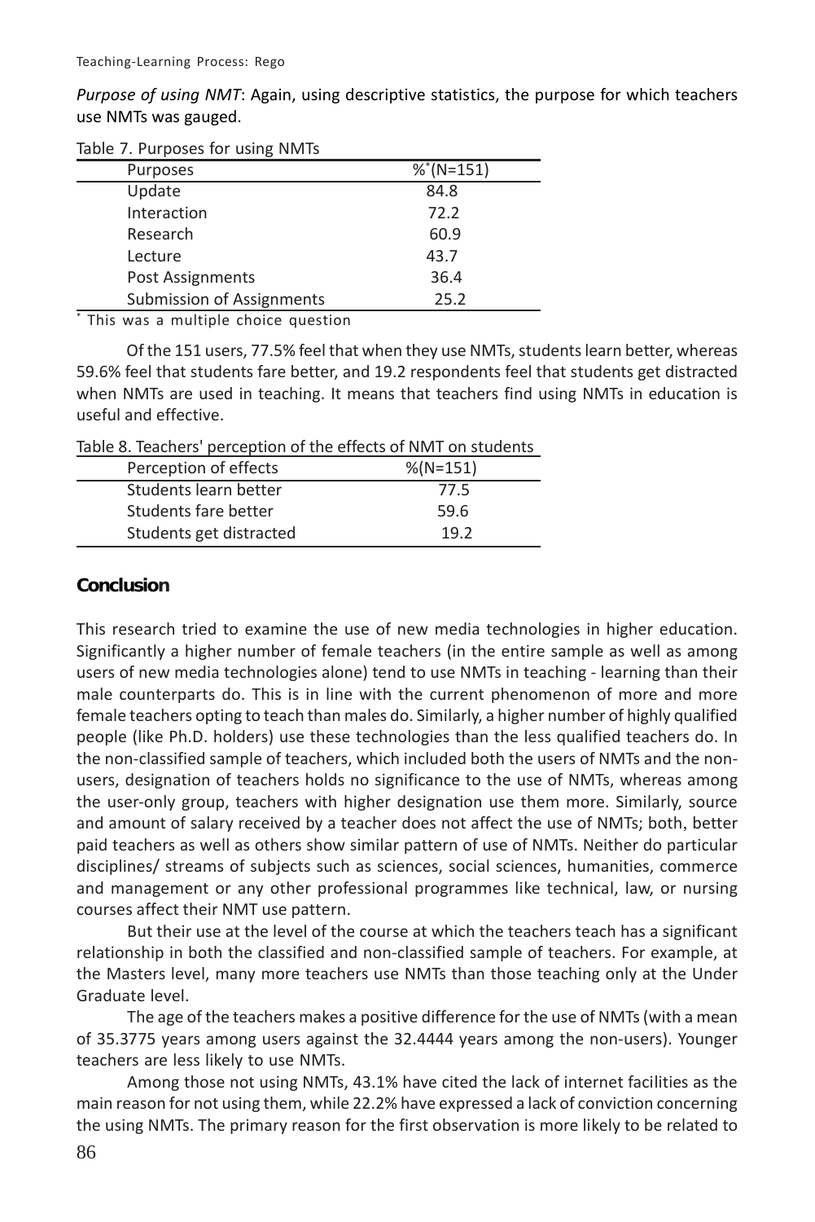*Purpose of using NMT*: Again, using descriptive statistics, the purpose for which teachers use NMTs was gauged.

Table 7. Purposes for using NMTs

| Purposes | %*(N=151) |
|---|---|
| Update | 84.8 |
| Interaction | 72.2 |
| Research | 60.9 |
| Lecture | 43.7 |
| Post Assignments | 36.4 |
| Submission of Assignments | 25.2 |

* This was a multiple choice question

Of the 151 users, 77.5% feel that when they use NMTs, students learn better, whereas 59.6% feel that students fare better, and 19.2 respondents feel that students get distracted when NMTs are used in teaching. It means that teachers find using NMTs in education is useful and effective.

Table 8. Teachers' perception of the effects of NMT on students

| Perception of effects | %(N=151) |
|---|---|
| Students learn better | 77.5 |
| Students fare better | 59.6 |
| Students get distracted | 19.2 |

## Conclusion

This research tried to examine the use of new media technologies in higher education. Significantly a higher number of female teachers (in the entire sample as well as among users of new media technologies alone) tend to use NMTs in teaching - learning than their male counterparts do. This is in line with the current phenomenon of more and more female teachers opting to teach than males do. Similarly, a higher number of highly qualified people (like Ph.D. holders) use these technologies than the less qualified teachers do. In the non-classified sample of teachers, which included both the users of NMTs and the non-users, designation of teachers holds no significance to the use of NMTs, whereas among the user-only group, teachers with higher designation use them more. Similarly, source and amount of salary received by a teacher does not affect the use of NMTs; both, better paid teachers as well as others show similar pattern of use of NMTs. Neither do particular disciplines/ streams of subjects such as sciences, social sciences, humanities, commerce and management or any other professional programmes like technical, law, or nursing courses affect their NMT use pattern.

But their use at the level of the course at which the teachers teach has a significant relationship in both the classified and non-classified sample of teachers. For example, at the Masters level, many more teachers use NMTs than those teaching only at the Under Graduate level.

The age of the teachers makes a positive difference for the use of NMTs (with a mean of 35.3775 years among users against the 32.4444 years among the non-users). Younger teachers are less likely to use NMTs.

Among those not using NMTs, 43.1% have cited the lack of internet facilities as the main reason for not using them, while 22.2% have expressed a lack of conviction concerning the using NMTs. The primary reason for the first observation is more likely to be related to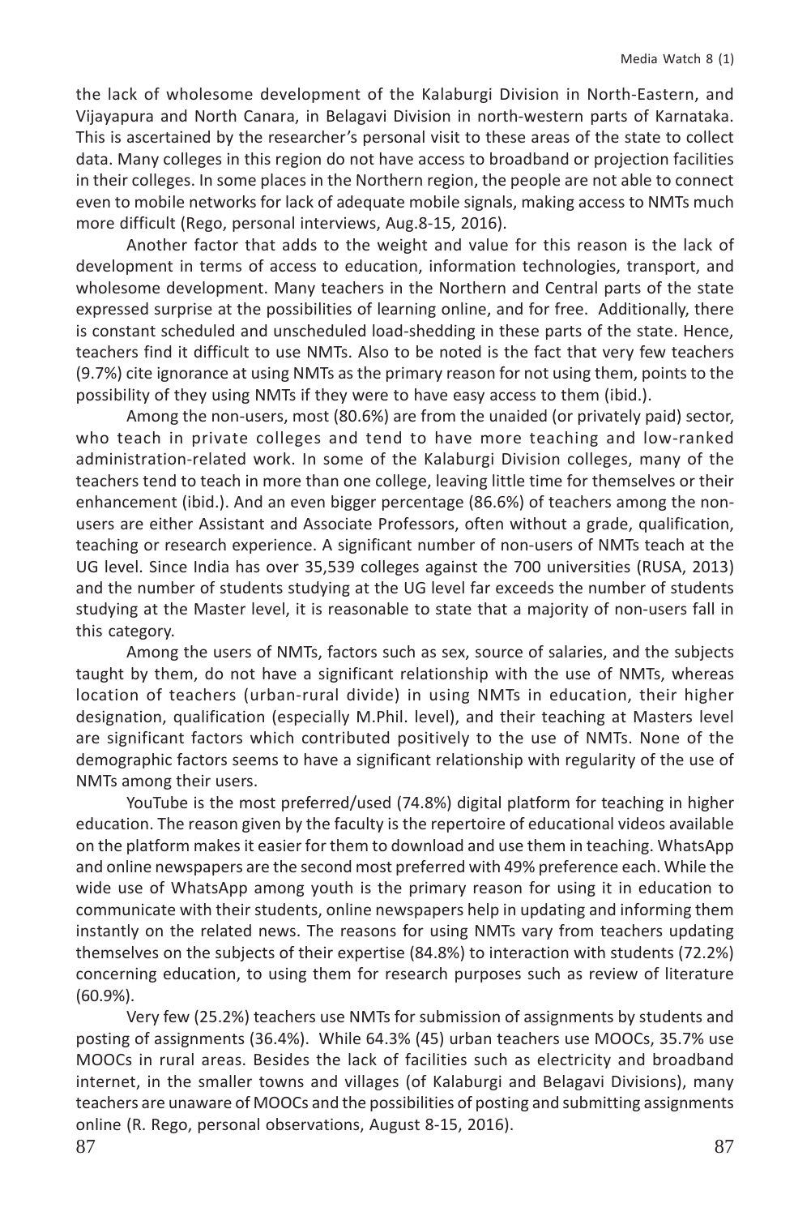the lack of wholesome development of the Kalaburgi Division in North-Eastern, and Vijayapura and North Canara, in Belagavi Division in north-western parts of Karnataka. This is ascertained by the researcher's personal visit to these areas of the state to collect data. Many colleges in this region do not have access to broadband or projection facilities in their colleges. In some places in the Northern region, the people are not able to connect even to mobile networks for lack of adequate mobile signals, making access to NMTs much more difficult (Rego, personal interviews, Aug.8-15, 2016).

Another factor that adds to the weight and value for this reason is the lack of development in terms of access to education, information technologies, transport, and wholesome development. Many teachers in the Northern and Central parts of the state expressed surprise at the possibilities of learning online, and for free. Additionally, there is constant scheduled and unscheduled load-shedding in these parts of the state. Hence, teachers find it difficult to use NMTs. Also to be noted is the fact that very few teachers (9.7%) cite ignorance at using NMTs as the primary reason for not using them, points to the possibility of they using NMTs if they were to have easy access to them (ibid.).

Among the non-users, most (80.6%) are from the unaided (or privately paid) sector, who teach in private colleges and tend to have more teaching and low-ranked administration-related work. In some of the Kalaburgi Division colleges, many of the teachers tend to teach in more than one college, leaving little time for themselves or their enhancement (ibid.). And an even bigger percentage (86.6%) of teachers among the non-users are either Assistant and Associate Professors, often without a grade, qualification, teaching or research experience. A significant number of non-users of NMTs teach at the UG level. Since India has over 35,539 colleges against the 700 universities (RUSA, 2013) and the number of students studying at the UG level far exceeds the number of students studying at the Master level, it is reasonable to state that a majority of non-users fall in this category.

Among the users of NMTs, factors such as sex, source of salaries, and the subjects taught by them, do not have a significant relationship with the use of NMTs, whereas location of teachers (urban-rural divide) in using NMTs in education, their higher designation, qualification (especially M.Phil. level), and their teaching at Masters level are significant factors which contributed positively to the use of NMTs. None of the demographic factors seems to have a significant relationship with regularity of the use of NMTs among their users.

YouTube is the most preferred/used (74.8%) digital platform for teaching in higher education. The reason given by the faculty is the repertoire of educational videos available on the platform makes it easier for them to download and use them in teaching. WhatsApp and online newspapers are the second most preferred with 49% preference each. While the wide use of WhatsApp among youth is the primary reason for using it in education to communicate with their students, online newspapers help in updating and informing them instantly on the related news. The reasons for using NMTs vary from teachers updating themselves on the subjects of their expertise (84.8%) to interaction with students (72.2%) concerning education, to using them for research purposes such as review of literature (60.9%).

Very few (25.2%) teachers use NMTs for submission of assignments by students and posting of assignments (36.4%). While 64.3% (45) urban teachers use MOOCs, 35.7% use MOOCs in rural areas. Besides the lack of facilities such as electricity and broadband internet, in the smaller towns and villages (of Kalaburgi and Belagavi Divisions), many teachers are unaware of MOOCs and the possibilities of posting and submitting assignments online (R. Rego, personal observations, August 8-15, 2016).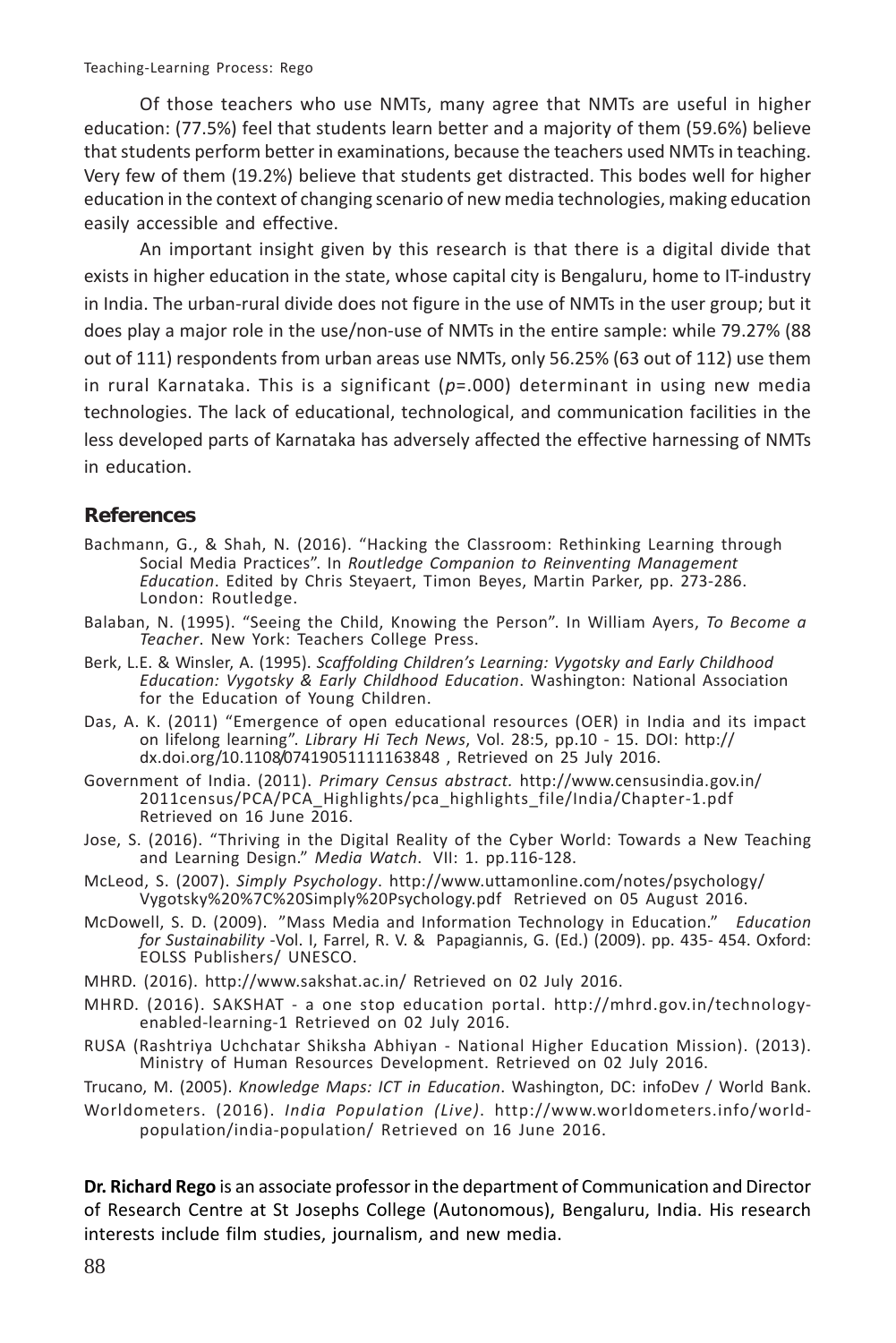Of those teachers who use NMTs, many agree that NMTs are useful in higher education: (77.5%) feel that students learn better and a majority of them (59.6%) believe that students perform better in examinations, because the teachers used NMTs in teaching. Very few of them (19.2%) believe that students get distracted. This bodes well for higher education in the context of changing scenario of new media technologies, making education easily accessible and effective.

An important insight given by this research is that there is a digital divide that exists in higher education in the state, whose capital city is Bengaluru, home to IT-industry in India. The urban-rural divide does not figure in the use of NMTs in the user group; but it does play a major role in the use/non-use of NMTs in the entire sample: while 79.27% (88 out of 111) respondents from urban areas use NMTs, only 56.25% (63 out of 112) use them in rural Karnataka. This is a significant ($p$=.000) determinant in using new media technologies. The lack of educational, technological, and communication facilities in the less developed parts of Karnataka has adversely affected the effective harnessing of NMTs in education.

## References

Bachmann, G., & Shah, N. (2016). "Hacking the Classroom: Rethinking Learning through Social Media Practices". In *Routledge Companion to Reinventing Management Education*. Edited by Chris Steyaert, Timon Beyes, Martin Parker, pp. 273-286. London: Routledge.

Balaban, N. (1995). "Seeing the Child, Knowing the Person". In William Ayers, *To Become a Teacher*. New York: Teachers College Press.

Berk, L.E. & Winsler, A. (1995). *Scaffolding Children's Learning: Vygotsky and Early Childhood Education: Vygotsky & Early Childhood Education*. Washington: National Association for the Education of Young Children.

Das, A. K. (2011) "Emergence of open educational resources (OER) in India and its impact on lifelong learning". *Library Hi Tech News*, Vol. 28:5, pp.10 - 15. DOI: http://dx.doi.org/10.1108/07419051111163848 , Retrieved on 25 July 2016.

Government of India. (2011). *Primary Census abstract.* http://www.censusindia.gov.in/2011census/PCA/PCA_Highlights/pca_highlights_file/India/Chapter-1.pdf Retrieved on 16 June 2016.

Jose, S. (2016). "Thriving in the Digital Reality of the Cyber World: Towards a New Teaching and Learning Design." *Media Watch*. VII: 1. pp.116-128.

McLeod, S. (2007). *Simply Psychology*. http://www.uttamonline.com/notes/psychology/Vygotsky%20%7C%20Simply%20Psychology.pdf Retrieved on 05 August 2016.

McDowell, S. D. (2009). "Mass Media and Information Technology in Education." *Education for Sustainability* -Vol. I, Farrel, R. V. & Papagiannis, G. (Ed.) (2009). pp. 435- 454. Oxford: EOLSS Publishers/ UNESCO.

MHRD. (2016). http://www.sakshat.ac.in/ Retrieved on 02 July 2016.

MHRD. (2016). SAKSHAT - a one stop education portal. http://mhrd.gov.in/technology-enabled-learning-1 Retrieved on 02 July 2016.

RUSA (Rashtriya Uchchatar Shiksha Abhiyan - National Higher Education Mission). (2013). Ministry of Human Resources Development. Retrieved on 02 July 2016.

Trucano, M. (2005). *Knowledge Maps: ICT in Education*. Washington, DC: infoDev / World Bank.

Worldometers. (2016). *India Population (Live)*. http://www.worldometers.info/world-population/india-population/ Retrieved on 16 June 2016.

**Dr. Richard Rego** is an associate professor in the department of Communication and Director of Research Centre at St Josephs College (Autonomous), Bengaluru, India. His research interests include film studies, journalism, and new media.